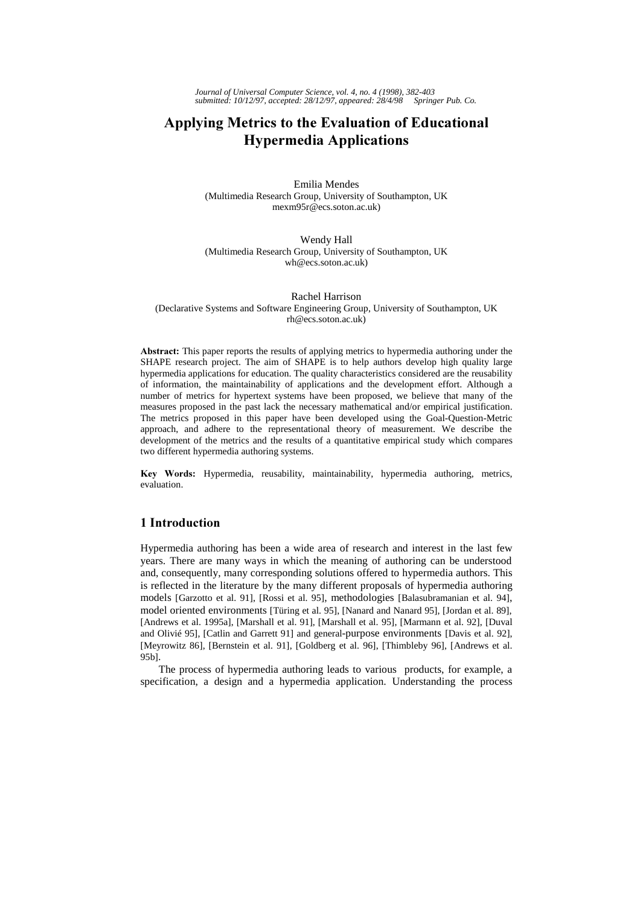# Applying Metrics to the Evaluation of Educational Hypermedia Applications

Emilia Mendes
(Multimedia Research Group, University of Southampton, UK
mexm95r@ecs.soton.ac.uk)

Wendy Hall
(Multimedia Research Group, University of Southampton, UK
wh@ecs.soton.ac.uk)

Rachel Harrison
(Declarative Systems and Software Engineering Group, University of Southampton, UK
rh@ecs.soton.ac.uk)

**Abstract:** This paper reports the results of applying metrics to hypermedia authoring under the SHAPE research project. The aim of SHAPE is to help authors develop high quality large hypermedia applications for education. The quality characteristics considered are the reusability of information, the maintainability of applications and the development effort. Although a number of metrics for hypertext systems have been proposed, we believe that many of the measures proposed in the past lack the necessary mathematical and/or empirical justification. The metrics proposed in this paper have been developed using the Goal-Question-Metric approach, and adhere to the representational theory of measurement. We describe the development of the metrics and the results of a quantitative empirical study which compares two different hypermedia authoring systems.

**Key Words:** Hypermedia, reusability, maintainability, hypermedia authoring, metrics, evaluation.

## 1 Introduction

Hypermedia authoring has been a wide area of research and interest in the last few years. There are many ways in which the meaning of authoring can be understood and, consequently, many corresponding solutions offered to hypermedia authors. This is reflected in the literature by the many different proposals of hypermedia authoring models [Garzotto et al. 91], [Rossi et al. 95], methodologies [Balasubramanian et al. 94], model oriented environments [Türing et al. 95], [Nanard and Nanard 95], [Jordan et al. 89], [Andrews et al. 1995a], [Marshall et al. 91], [Marshall et al. 95], [Marmann et al. 92], [Duval and Olivié 95], [Catlin and Garrett 91] and general-purpose environments [Davis et al. 92], [Meyrowitz 86], [Bernstein et al. 91], [Goldberg et al. 96], [Thimbleby 96], [Andrews et al. 95b].

The process of hypermedia authoring leads to various products, for example, a specification, a design and a hypermedia application. Understanding the process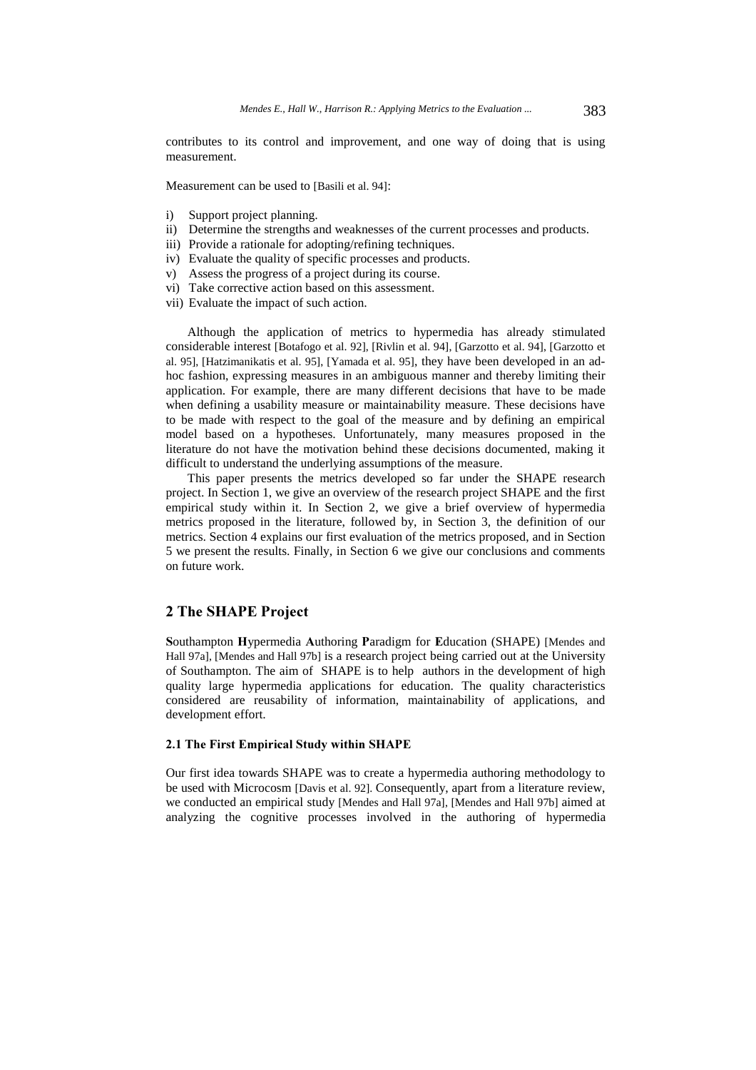contributes to its control and improvement, and one way of doing that is using measurement.

Measurement can be used to [Basili et al. 94]:

i) Support project planning.
ii) Determine the strengths and weaknesses of the current processes and products.
iii) Provide a rationale for adopting/refining techniques.
iv) Evaluate the quality of specific processes and products.
v) Assess the progress of a project during its course.
vi) Take corrective action based on this assessment.
vii) Evaluate the impact of such action.

Although the application of metrics to hypermedia has already stimulated considerable interest [Botafogo et al. 92], [Rivlin et al. 94], [Garzotto et al. 94], [Garzotto et al. 95], [Hatzimanikatis et al. 95], [Yamada et al. 95], they have been developed in an ad-hoc fashion, expressing measures in an ambiguous manner and thereby limiting their application. For example, there are many different decisions that have to be made when defining a usability measure or maintainability measure. These decisions have to be made with respect to the goal of the measure and by defining an empirical model based on a hypotheses. Unfortunately, many measures proposed in the literature do not have the motivation behind these decisions documented, making it difficult to understand the underlying assumptions of the measure.

This paper presents the metrics developed so far under the SHAPE research project. In Section 1, we give an overview of the research project SHAPE and the first empirical study within it. In Section 2, we give a brief overview of hypermedia metrics proposed in the literature, followed by, in Section 3, the definition of our metrics. Section 4 explains our first evaluation of the metrics proposed, and in Section 5 we present the results. Finally, in Section 6 we give our conclusions and comments on future work.

## 2 The SHAPE Project

**S**outhampton **H**ypermedia **A**uthoring **P**aradigm for **E**ducation (SHAPE) [Mendes and Hall 97a], [Mendes and Hall 97b] is a research project being carried out at the University of Southampton. The aim of SHAPE is to help authors in the development of high quality large hypermedia applications for education. The quality characteristics considered are reusability of information, maintainability of applications, and development effort.

### 2.1 The First Empirical Study within SHAPE

Our first idea towards SHAPE was to create a hypermedia authoring methodology to be used with Microcosm [Davis et al. 92]. Consequently, apart from a literature review, we conducted an empirical study [Mendes and Hall 97a], [Mendes and Hall 97b] aimed at analyzing the cognitive processes involved in the authoring of hypermedia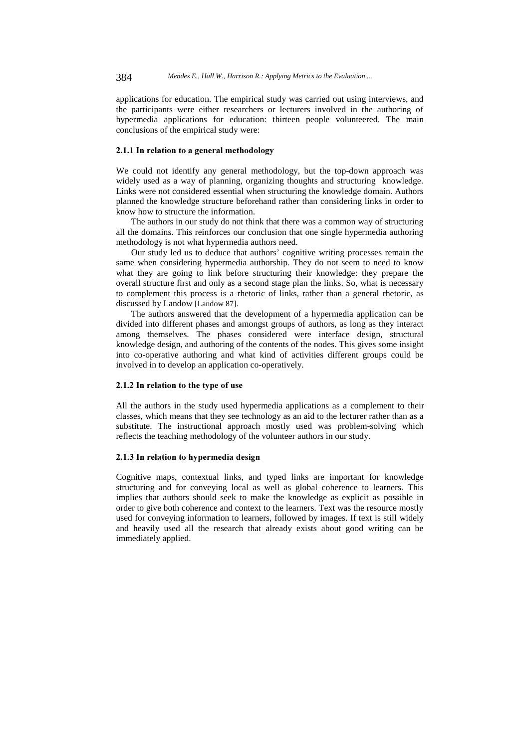applications for education. The empirical study was carried out using interviews, and the participants were either researchers or lecturers involved in the authoring of hypermedia applications for education: thirteen people volunteered. The main conclusions of the empirical study were:

### 2.1.1 In relation to a general methodology

We could not identify any general methodology, but the top-down approach was widely used as a way of planning, organizing thoughts and structuring knowledge. Links were not considered essential when structuring the knowledge domain. Authors planned the knowledge structure beforehand rather than considering links in order to know how to structure the information.

The authors in our study do not think that there was a common way of structuring all the domains. This reinforces our conclusion that one single hypermedia authoring methodology is not what hypermedia authors need.

Our study led us to deduce that authors' cognitive writing processes remain the same when considering hypermedia authorship. They do not seem to need to know what they are going to link before structuring their knowledge: they prepare the overall structure first and only as a second stage plan the links. So, what is necessary to complement this process is a rhetoric of links, rather than a general rhetoric, as discussed by Landow [Landow 87].

The authors answered that the development of a hypermedia application can be divided into different phases and amongst groups of authors, as long as they interact among themselves. The phases considered were interface design, structural knowledge design, and authoring of the contents of the nodes. This gives some insight into co-operative authoring and what kind of activities different groups could be involved in to develop an application co-operatively.

### 2.1.2 In relation to the type of use

All the authors in the study used hypermedia applications as a complement to their classes, which means that they see technology as an aid to the lecturer rather than as a substitute. The instructional approach mostly used was problem-solving which reflects the teaching methodology of the volunteer authors in our study.

### 2.1.3 In relation to hypermedia design

Cognitive maps, contextual links, and typed links are important for knowledge structuring and for conveying local as well as global coherence to learners. This implies that authors should seek to make the knowledge as explicit as possible in order to give both coherence and context to the learners. Text was the resource mostly used for conveying information to learners, followed by images. If text is still widely and heavily used all the research that already exists about good writing can be immediately applied.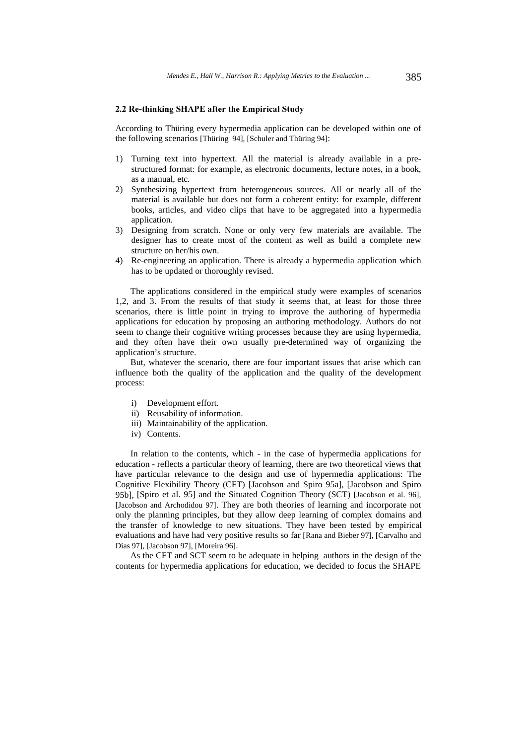### 2.2 Re-thinking SHAPE after the Empirical Study

According to Thüring every hypermedia application can be developed within one of the following scenarios [Thüring 94], [Schuler and Thüring 94]:

1) Turning text into hypertext. All the material is already available in a pre-structured format: for example, as electronic documents, lecture notes, in a book, as a manual, etc.
2) Synthesizing hypertext from heterogeneous sources. All or nearly all of the material is available but does not form a coherent entity: for example, different books, articles, and video clips that have to be aggregated into a hypermedia application.
3) Designing from scratch. None or only very few materials are available. The designer has to create most of the content as well as build a complete new structure on her/his own.
4) Re-engineering an application. There is already a hypermedia application which has to be updated or thoroughly revised.

The applications considered in the empirical study were examples of scenarios 1,2, and 3. From the results of that study it seems that, at least for those three scenarios, there is little point in trying to improve the authoring of hypermedia applications for education by proposing an authoring methodology. Authors do not seem to change their cognitive writing processes because they are using hypermedia, and they often have their own usually pre-determined way of organizing the application's structure.

But, whatever the scenario, there are four important issues that arise which can influence both the quality of the application and the quality of the development process:

i) Development effort.
ii) Reusability of information.
iii) Maintainability of the application.
iv) Contents.

In relation to the contents, which - in the case of hypermedia applications for education - reflects a particular theory of learning, there are two theoretical views that have particular relevance to the design and use of hypermedia applications: The Cognitive Flexibility Theory (CFT) [Jacobson and Spiro 95a], [Jacobson and Spiro 95b], [Spiro et al. 95] and the Situated Cognition Theory (SCT) [Jacobson et al. 96], [Jacobson and Archodidou 97]. They are both theories of learning and incorporate not only the planning principles, but they allow deep learning of complex domains and the transfer of knowledge to new situations. They have been tested by empirical evaluations and have had very positive results so far [Rana and Bieber 97], [Carvalho and Dias 97], [Jacobson 97], [Moreira 96].

As the CFT and SCT seem to be adequate in helping authors in the design of the contents for hypermedia applications for education, we decided to focus the SHAPE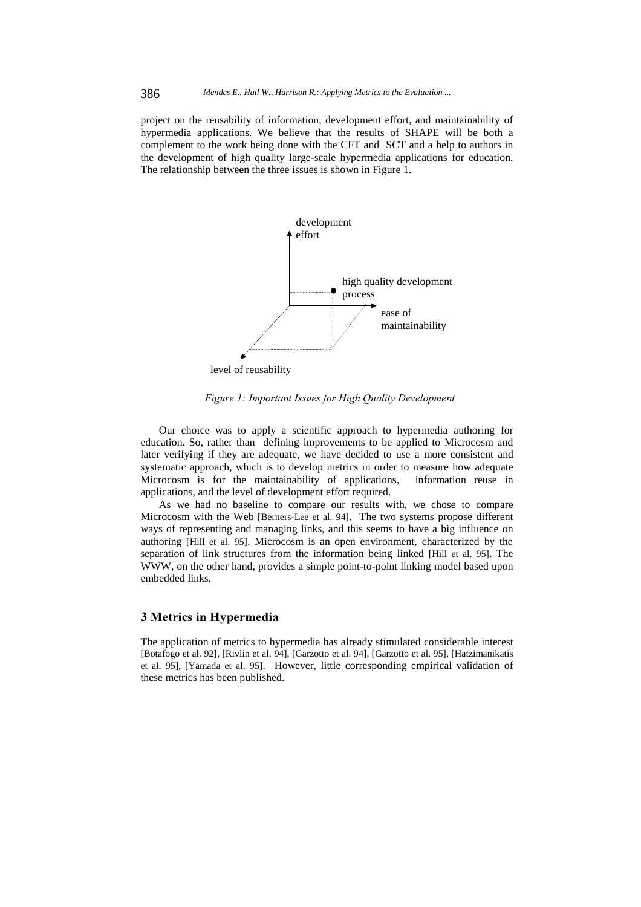project on the reusability of information, development effort, and maintainability of hypermedia applications. We believe that the results of SHAPE will be both a complement to the work being done with the CFT and SCT and a help to authors in the development of high quality large-scale hypermedia applications for education. The relationship between the three issues is shown in Figure 1.

development effort

high quality development process

ease of maintainability

level of reusability

*Figure 1: Important Issues for High Quality Development*

Our choice was to apply a scientific approach to hypermedia authoring for education. So, rather than defining improvements to be applied to Microcosm and later verifying if they are adequate, we have decided to use a more consistent and systematic approach, which is to develop metrics in order to measure how adequate Microcosm is for the maintainability of applications, information reuse in applications, and the level of development effort required.

As we had no baseline to compare our results with, we chose to compare Microcosm with the Web [Berners-Lee et al. 94]. The two systems propose different ways of representing and managing links, and this seems to have a big influence on authoring [Hill et al. 95]. Microcosm is an open environment, characterized by the separation of link structures from the information being linked [Hill et al. 95]. The WWW, on the other hand, provides a simple point-to-point linking model based upon embedded links.

## 3 Metrics in Hypermedia

The application of metrics to hypermedia has already stimulated considerable interest [Botafogo et al. 92], [Rivlin et al. 94], [Garzotto et al. 94], [Garzotto et al. 95], [Hatzimanikatis et al. 95], [Yamada et al. 95]. However, little corresponding empirical validation of these metrics has been published.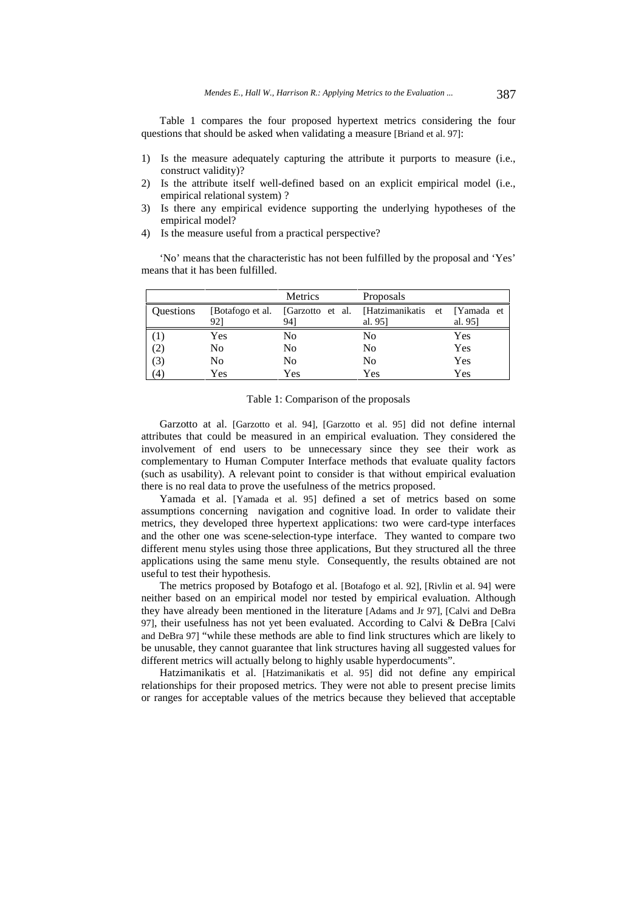Table 1 compares the four proposed hypertext metrics considering the four questions that should be asked when validating a measure [Briand et al. 97]:

1) Is the measure adequately capturing the attribute it purports to measure (i.e., construct validity)?
2) Is the attribute itself well-defined based on an explicit empirical model (i.e., empirical relational system) ?
3) Is there any empirical evidence supporting the underlying hypotheses of the empirical model?
4) Is the measure useful from a practical perspective?

'No' means that the characteristic has not been fulfilled by the proposal and 'Yes' means that it has been fulfilled.

| | | Metrics | Proposals | |
|---|---|---|---|---|
| Questions | [Botafogo et al. 92] | [Garzotto et al. 94] | [Hatzimanikatis et al. 95] | [Yamada et al. 95] |
| (1) | Yes | No | No | Yes |
| (2) | No | No | No | Yes |
| (3) | No | No | No | Yes |
| (4) | Yes | Yes | Yes | Yes |

Table 1: Comparison of the proposals

Garzotto at al. [Garzotto et al. 94], [Garzotto et al. 95] did not define internal attributes that could be measured in an empirical evaluation. They considered the involvement of end users to be unnecessary since they see their work as complementary to Human Computer Interface methods that evaluate quality factors (such as usability). A relevant point to consider is that without empirical evaluation there is no real data to prove the usefulness of the metrics proposed.

Yamada et al. [Yamada et al. 95] defined a set of metrics based on some assumptions concerning navigation and cognitive load. In order to validate their metrics, they developed three hypertext applications: two were card-type interfaces and the other one was scene-selection-type interface. They wanted to compare two different menu styles using those three applications, But they structured all the three applications using the same menu style. Consequently, the results obtained are not useful to test their hypothesis.

The metrics proposed by Botafogo et al. [Botafogo et al. 92], [Rivlin et al. 94] were neither based on an empirical model nor tested by empirical evaluation. Although they have already been mentioned in the literature [Adams and Jr 97], [Calvi and DeBra 97], their usefulness has not yet been evaluated. According to Calvi & DeBra [Calvi and DeBra 97] "while these methods are able to find link structures which are likely to be unusable, they cannot guarantee that link structures having all suggested values for different metrics will actually belong to highly usable hyperdocuments".

Hatzimanikatis et al. [Hatzimanikatis et al. 95] did not define any empirical relationships for their proposed metrics. They were not able to present precise limits or ranges for acceptable values of the metrics because they believed that acceptable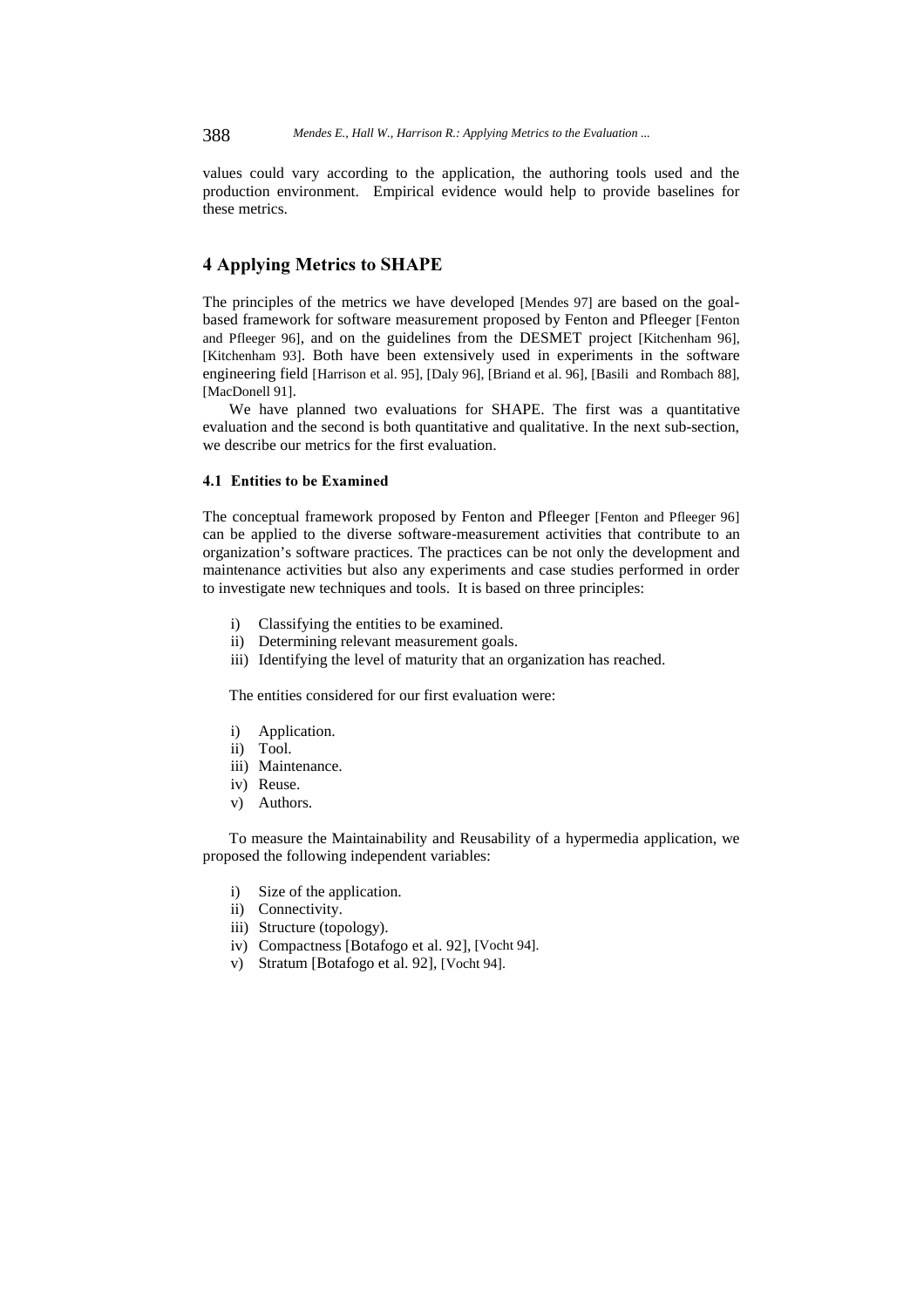values could vary according to the application, the authoring tools used and the production environment. Empirical evidence would help to provide baselines for these metrics.

## 4 Applying Metrics to SHAPE

The principles of the metrics we have developed [Mendes 97] are based on the goal-based framework for software measurement proposed by Fenton and Pfleeger [Fenton and Pfleeger 96], and on the guidelines from the DESMET project [Kitchenham 96], [Kitchenham 93]. Both have been extensively used in experiments in the software engineering field [Harrison et al. 95], [Daly 96], [Briand et al. 96], [Basili and Rombach 88], [MacDonell 91].

We have planned two evaluations for SHAPE. The first was a quantitative evaluation and the second is both quantitative and qualitative. In the next sub-section, we describe our metrics for the first evaluation.

### 4.1 Entities to be Examined

The conceptual framework proposed by Fenton and Pfleeger [Fenton and Pfleeger 96] can be applied to the diverse software-measurement activities that contribute to an organization's software practices. The practices can be not only the development and maintenance activities but also any experiments and case studies performed in order to investigate new techniques and tools. It is based on three principles:

i) Classifying the entities to be examined.
ii) Determining relevant measurement goals.
iii) Identifying the level of maturity that an organization has reached.

The entities considered for our first evaluation were:

i) Application.
ii) Tool.
iii) Maintenance.
iv) Reuse.
v) Authors.

To measure the Maintainability and Reusability of a hypermedia application, we proposed the following independent variables:

i) Size of the application.
ii) Connectivity.
iii) Structure (topology).
iv) Compactness [Botafogo et al. 92], [Vocht 94].
v) Stratum [Botafogo et al. 92], [Vocht 94].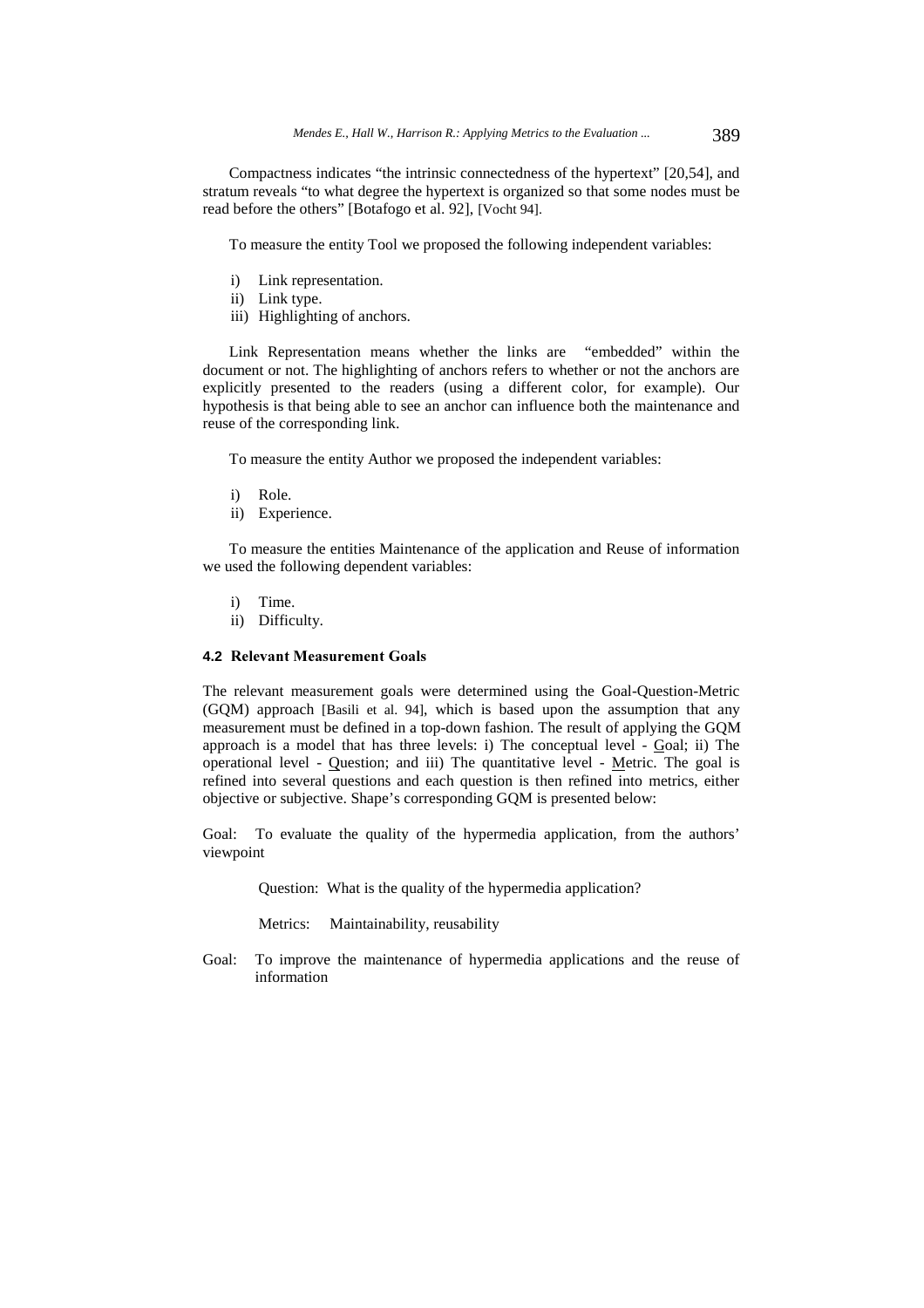Compactness indicates "the intrinsic connectedness of the hypertext" [20,54], and stratum reveals "to what degree the hypertext is organized so that some nodes must be read before the others" [Botafogo et al. 92], [Vocht 94].

To measure the entity Tool we proposed the following independent variables:

i) Link representation.
ii) Link type.
iii) Highlighting of anchors.

Link Representation means whether the links are "embedded" within the document or not. The highlighting of anchors refers to whether or not the anchors are explicitly presented to the readers (using a different color, for example). Our hypothesis is that being able to see an anchor can influence both the maintenance and reuse of the corresponding link.

To measure the entity Author we proposed the independent variables:

i) Role.
ii) Experience.

To measure the entities Maintenance of the application and Reuse of information we used the following dependent variables:

i) Time.
ii) Difficulty.

### 4.2 Relevant Measurement Goals

The relevant measurement goals were determined using the Goal-Question-Metric (GQM) approach [Basili et al. 94], which is based upon the assumption that any measurement must be defined in a top-down fashion. The result of applying the GQM approach is a model that has three levels: i) The conceptual level - Goal; ii) The operational level - Question; and iii) The quantitative level - Metric. The goal is refined into several questions and each question is then refined into metrics, either objective or subjective. Shape's corresponding GQM is presented below:

Goal: To evaluate the quality of the hypermedia application, from the authors' viewpoint

Question: What is the quality of the hypermedia application?

Metrics: Maintainability, reusability

Goal: To improve the maintenance of hypermedia applications and the reuse of information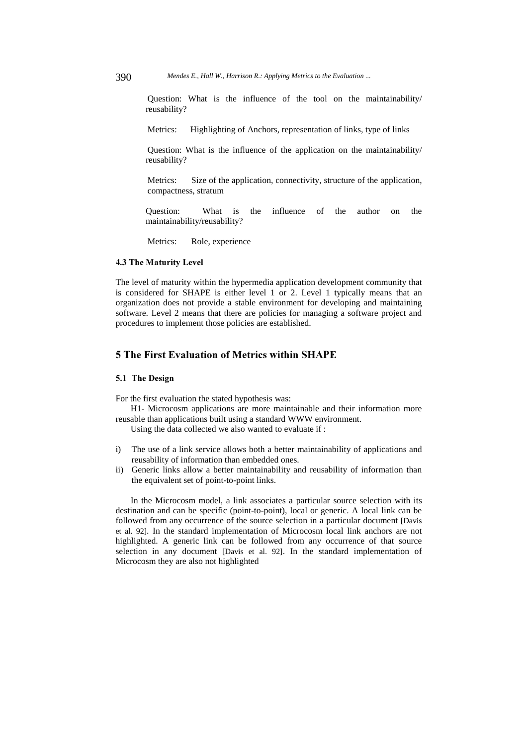Question: What is the influence of the tool on the maintainability/ reusability?

Metrics: Highlighting of Anchors, representation of links, type of links

Question: What is the influence of the application on the maintainability/ reusability?

Metrics: Size of the application, connectivity, structure of the application, compactness, stratum

Question: What is the influence of the author on the maintainability/reusability?

Metrics: Role, experience

### 4.3 The Maturity Level

The level of maturity within the hypermedia application development community that is considered for SHAPE is either level 1 or 2. Level 1 typically means that an organization does not provide a stable environment for developing and maintaining software. Level 2 means that there are policies for managing a software project and procedures to implement those policies are established.

## 5 The First Evaluation of Metrics within SHAPE

### 5.1 The Design

For the first evaluation the stated hypothesis was:

H1- Microcosm applications are more maintainable and their information more reusable than applications built using a standard WWW environment.

Using the data collected we also wanted to evaluate if :

i) The use of a link service allows both a better maintainability of applications and reusability of information than embedded ones.
ii) Generic links allow a better maintainability and reusability of information than the equivalent set of point-to-point links.

In the Microcosm model, a link associates a particular source selection with its destination and can be specific (point-to-point), local or generic. A local link can be followed from any occurrence of the source selection in a particular document [Davis et al. 92]. In the standard implementation of Microcosm local link anchors are not highlighted. A generic link can be followed from any occurrence of that source selection in any document [Davis et al. 92]. In the standard implementation of Microcosm they are also not highlighted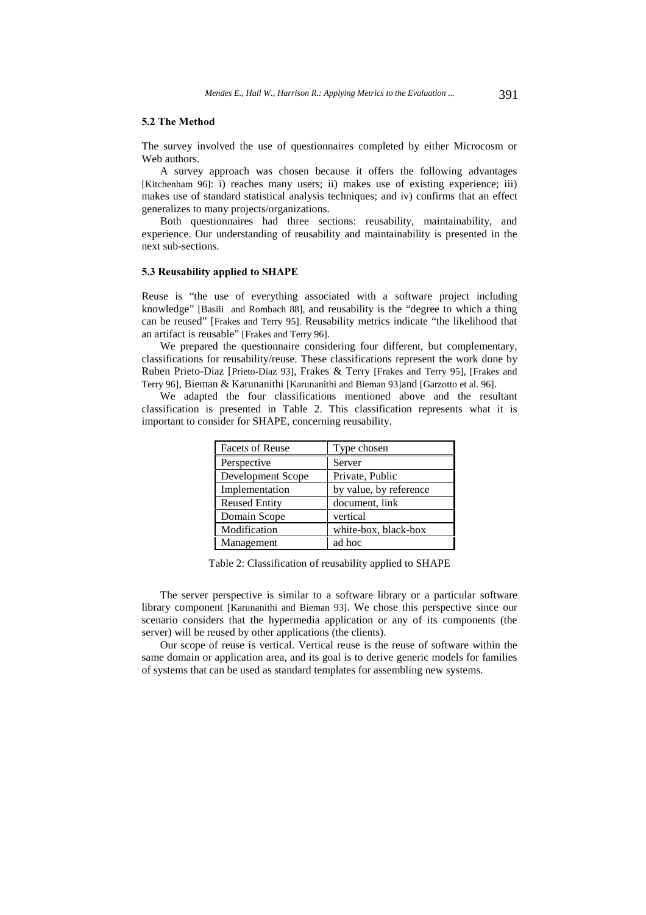### 5.2 The Method

The survey involved the use of questionnaires completed by either Microcosm or Web authors.

A survey approach was chosen because it offers the following advantages [Kitchenham 96]: i) reaches many users; ii) makes use of existing experience; iii) makes use of standard statistical analysis techniques; and iv) confirms that an effect generalizes to many projects/organizations.

Both questionnaires had three sections: reusability, maintainability, and experience. Our understanding of reusability and maintainability is presented in the next sub-sections.

### 5.3 Reusability applied to SHAPE

Reuse is "the use of everything associated with a software project including knowledge" [Basili and Rombach 88], and reusability is the "degree to which a thing can be reused" [Frakes and Terry 95]. Reusability metrics indicate "the likelihood that an artifact is reusable" [Frakes and Terry 96].

We prepared the questionnaire considering four different, but complementary, classifications for reusability/reuse. These classifications represent the work done by Ruben Prieto-Diaz [Prieto-Díaz 93], Frakes & Terry [Frakes and Terry 95], [Frakes and Terry 96], Bieman & Karunanithi [Karunanithi and Bieman 93]and [Garzotto et al. 96].

We adapted the four classifications mentioned above and the resultant classification is presented in Table 2. This classification represents what it is important to consider for SHAPE, concerning reusability.

| Facets of Reuse | Type chosen |
|---|---|
| Perspective | Server |
| Development Scope | Private, Public |
| Implementation | by value, by reference |
| Reused Entity | document, link |
| Domain Scope | vertical |
| Modification | white-box, black-box |
| Management | ad hoc |

Table 2: Classification of reusability applied to SHAPE

The server perspective is similar to a software library or a particular software library component [Karunanithi and Bieman 93]. We chose this perspective since our scenario considers that the hypermedia application or any of its components (the server) will be reused by other applications (the clients).

Our scope of reuse is vertical. Vertical reuse is the reuse of software within the same domain or application area, and its goal is to derive generic models for families of systems that can be used as standard templates for assembling new systems.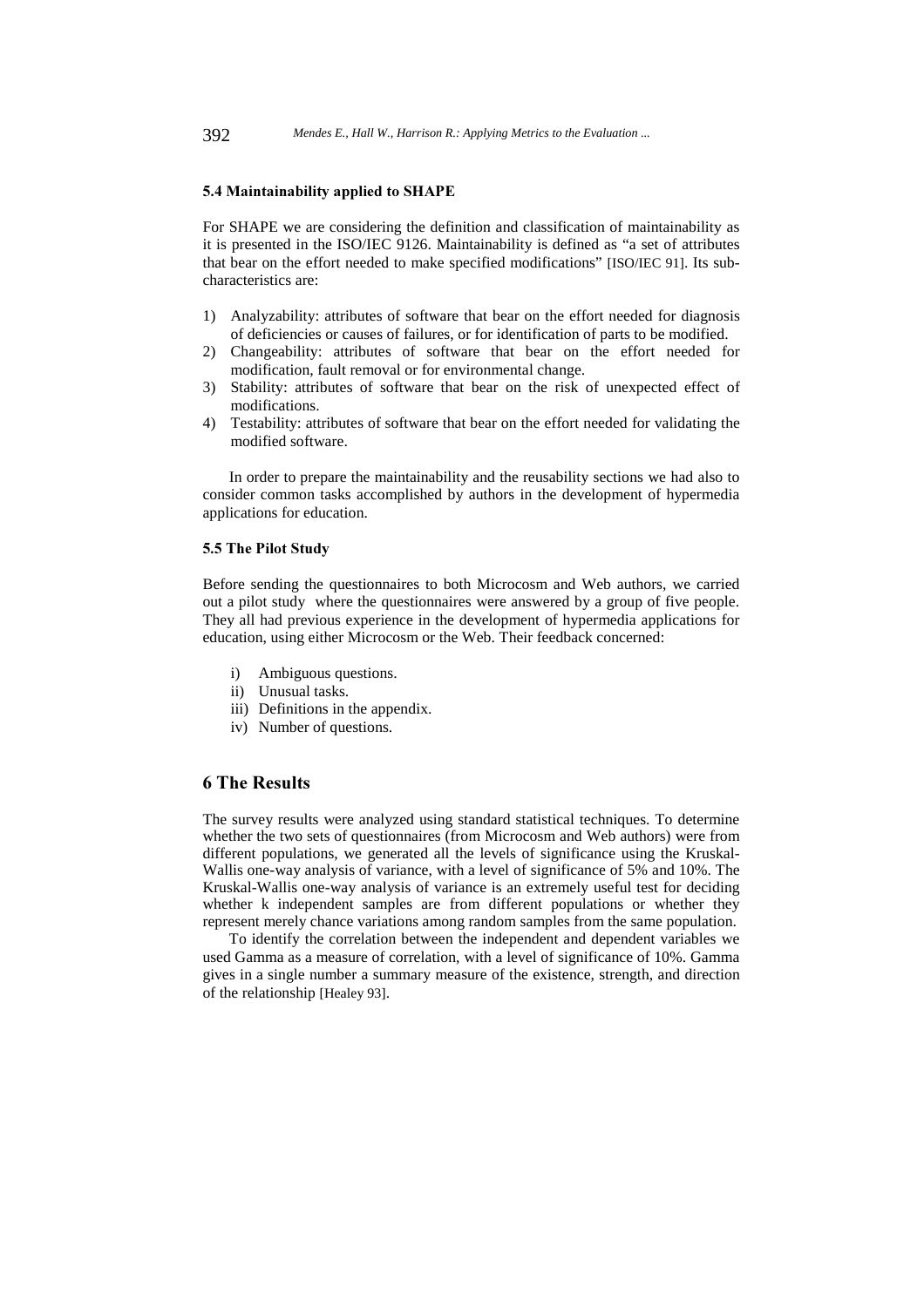### 5.4 Maintainability applied to SHAPE

For SHAPE we are considering the definition and classification of maintainability as it is presented in the ISO/IEC 9126. Maintainability is defined as "a set of attributes that bear on the effort needed to make specified modifications" [ISO/IEC 91]. Its sub-characteristics are:

1) Analyzability: attributes of software that bear on the effort needed for diagnosis of deficiencies or causes of failures, or for identification of parts to be modified.
2) Changeability: attributes of software that bear on the effort needed for modification, fault removal or for environmental change.
3) Stability: attributes of software that bear on the risk of unexpected effect of modifications.
4) Testability: attributes of software that bear on the effort needed for validating the modified software.

In order to prepare the maintainability and the reusability sections we had also to consider common tasks accomplished by authors in the development of hypermedia applications for education.

### 5.5 The Pilot Study

Before sending the questionnaires to both Microcosm and Web authors, we carried out a pilot study where the questionnaires were answered by a group of five people. They all had previous experience in the development of hypermedia applications for education, using either Microcosm or the Web. Their feedback concerned:

i) Ambiguous questions.
ii) Unusual tasks.
iii) Definitions in the appendix.
iv) Number of questions.

## 6 The Results

The survey results were analyzed using standard statistical techniques. To determine whether the two sets of questionnaires (from Microcosm and Web authors) were from different populations, we generated all the levels of significance using the Kruskal-Wallis one-way analysis of variance, with a level of significance of 5% and 10%. The Kruskal-Wallis one-way analysis of variance is an extremely useful test for deciding whether k independent samples are from different populations or whether they represent merely chance variations among random samples from the same population.

To identify the correlation between the independent and dependent variables we used Gamma as a measure of correlation, with a level of significance of 10%. Gamma gives in a single number a summary measure of the existence, strength, and direction of the relationship [Healey 93].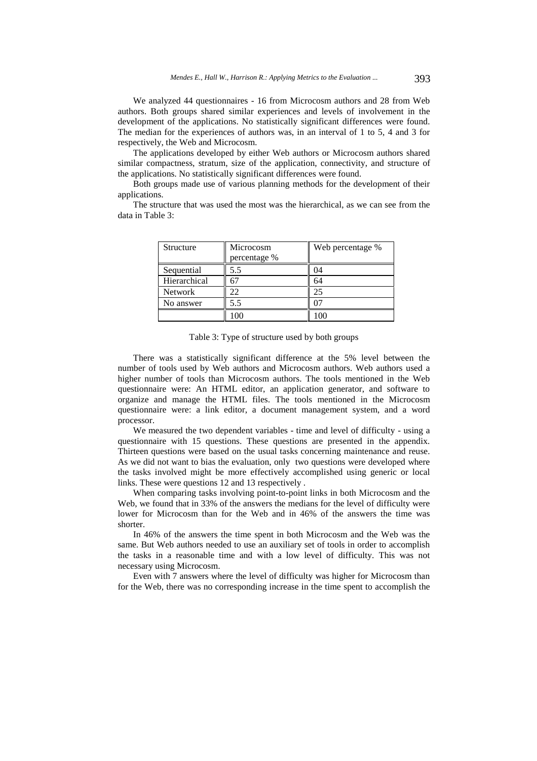We analyzed 44 questionnaires - 16 from Microcosm authors and 28 from Web authors. Both groups shared similar experiences and levels of involvement in the development of the applications. No statistically significant differences were found. The median for the experiences of authors was, in an interval of 1 to 5, 4 and 3 for respectively, the Web and Microcosm.

The applications developed by either Web authors or Microcosm authors shared similar compactness, stratum, size of the application, connectivity, and structure of the applications. No statistically significant differences were found.

Both groups made use of various planning methods for the development of their applications.

The structure that was used the most was the hierarchical, as we can see from the data in Table 3:

| Structure | Microcosm percentage % | Web percentage % |
|---|---|---|
| Sequential | 5.5 | 04 |
| Hierarchical | 67 | 64 |
| Network | 22 | 25 |
| No answer | 5.5 | 07 |
| | 100 | 100 |

Table 3: Type of structure used by both groups

There was a statistically significant difference at the 5% level between the number of tools used by Web authors and Microcosm authors. Web authors used a higher number of tools than Microcosm authors. The tools mentioned in the Web questionnaire were: An HTML editor, an application generator, and software to organize and manage the HTML files. The tools mentioned in the Microcosm questionnaire were: a link editor, a document management system, and a word processor.

We measured the two dependent variables - time and level of difficulty - using a questionnaire with 15 questions. These questions are presented in the appendix. Thirteen questions were based on the usual tasks concerning maintenance and reuse. As we did not want to bias the evaluation, only two questions were developed where the tasks involved might be more effectively accomplished using generic or local links. These were questions 12 and 13 respectively .

When comparing tasks involving point-to-point links in both Microcosm and the Web, we found that in 33% of the answers the medians for the level of difficulty were lower for Microcosm than for the Web and in 46% of the answers the time was shorter.

In 46% of the answers the time spent in both Microcosm and the Web was the same. But Web authors needed to use an auxiliary set of tools in order to accomplish the tasks in a reasonable time and with a low level of difficulty. This was not necessary using Microcosm.

Even with 7 answers where the level of difficulty was higher for Microcosm than for the Web, there was no corresponding increase in the time spent to accomplish the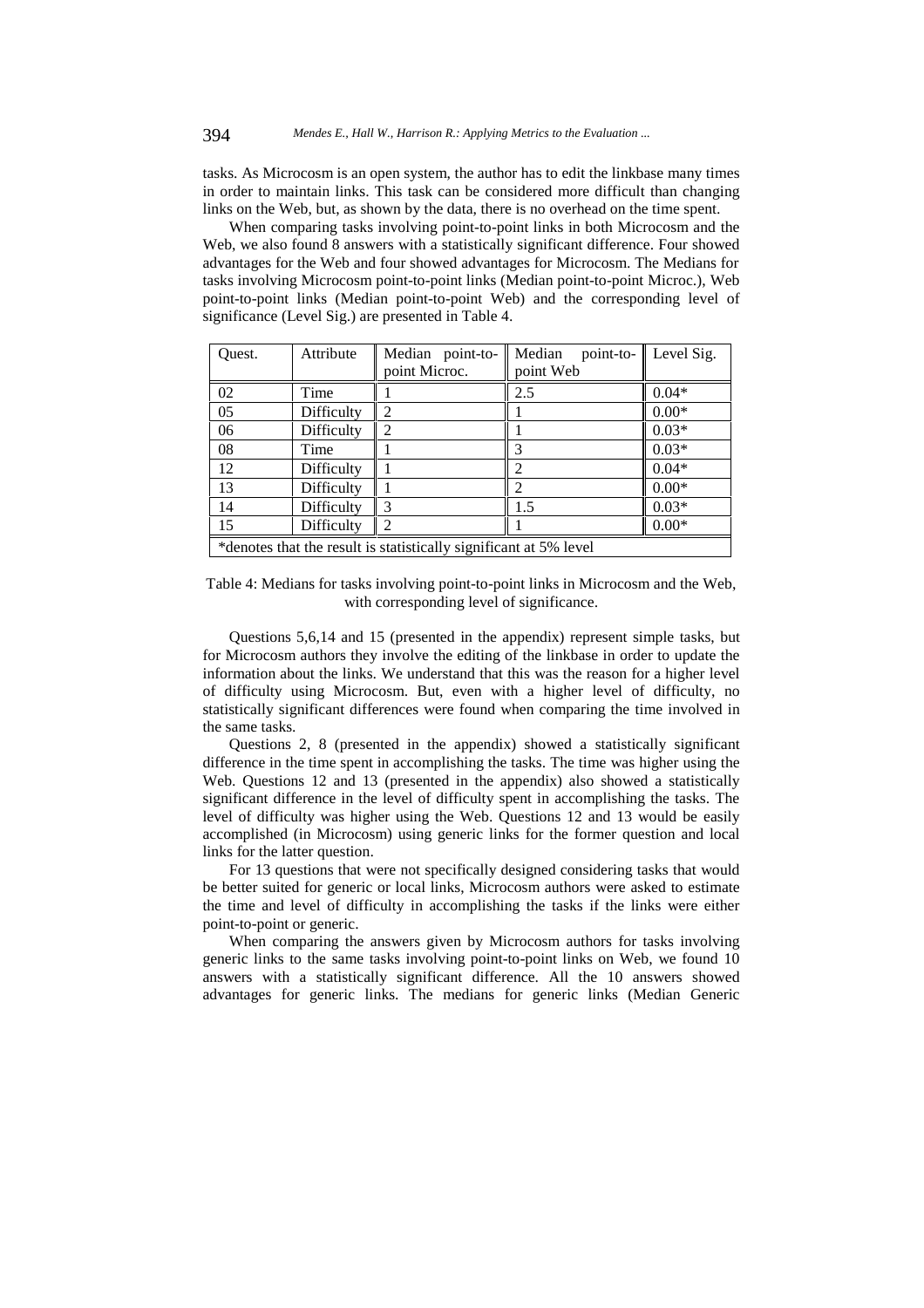tasks. As Microcosm is an open system, the author has to edit the linkbase many times in order to maintain links. This task can be considered more difficult than changing links on the Web, but, as shown by the data, there is no overhead on the time spent.

When comparing tasks involving point-to-point links in both Microcosm and the Web, we also found 8 answers with a statistically significant difference. Four showed advantages for the Web and four showed advantages for Microcosm. The Medians for tasks involving Microcosm point-to-point links (Median point-to-point Microc.), Web point-to-point links (Median point-to-point Web) and the corresponding level of significance (Level Sig.) are presented in Table 4.

| Quest. | Attribute | Median point-to-point Microc. | Median point-to-point Web | Level Sig. |
|---|---|---|---|---|
| 02 | Time | 1 | 2.5 | 0.04* |
| 05 | Difficulty | 2 | 1 | 0.00* |
| 06 | Difficulty | 2 | 1 | 0.03* |
| 08 | Time | 1 | 3 | 0.03* |
| 12 | Difficulty | 1 | 2 | 0.04* |
| 13 | Difficulty | 1 | 2 | 0.00* |
| 14 | Difficulty | 3 | 1.5 | 0.03* |
| 15 | Difficulty | 2 | 1 | 0.00* |
| *denotes that the result is statistically significant at 5% level | | | | |

Table 4: Medians for tasks involving point-to-point links in Microcosm and the Web, with corresponding level of significance.

Questions 5,6,14 and 15 (presented in the appendix) represent simple tasks, but for Microcosm authors they involve the editing of the linkbase in order to update the information about the links. We understand that this was the reason for a higher level of difficulty using Microcosm. But, even with a higher level of difficulty, no statistically significant differences were found when comparing the time involved in the same tasks.

Questions 2, 8 (presented in the appendix) showed a statistically significant difference in the time spent in accomplishing the tasks. The time was higher using the Web. Questions 12 and 13 (presented in the appendix) also showed a statistically significant difference in the level of difficulty spent in accomplishing the tasks. The level of difficulty was higher using the Web. Questions 12 and 13 would be easily accomplished (in Microcosm) using generic links for the former question and local links for the latter question.

For 13 questions that were not specifically designed considering tasks that would be better suited for generic or local links, Microcosm authors were asked to estimate the time and level of difficulty in accomplishing the tasks if the links were either point-to-point or generic.

When comparing the answers given by Microcosm authors for tasks involving generic links to the same tasks involving point-to-point links on Web, we found 10 answers with a statistically significant difference. All the 10 answers showed advantages for generic links. The medians for generic links (Median Generic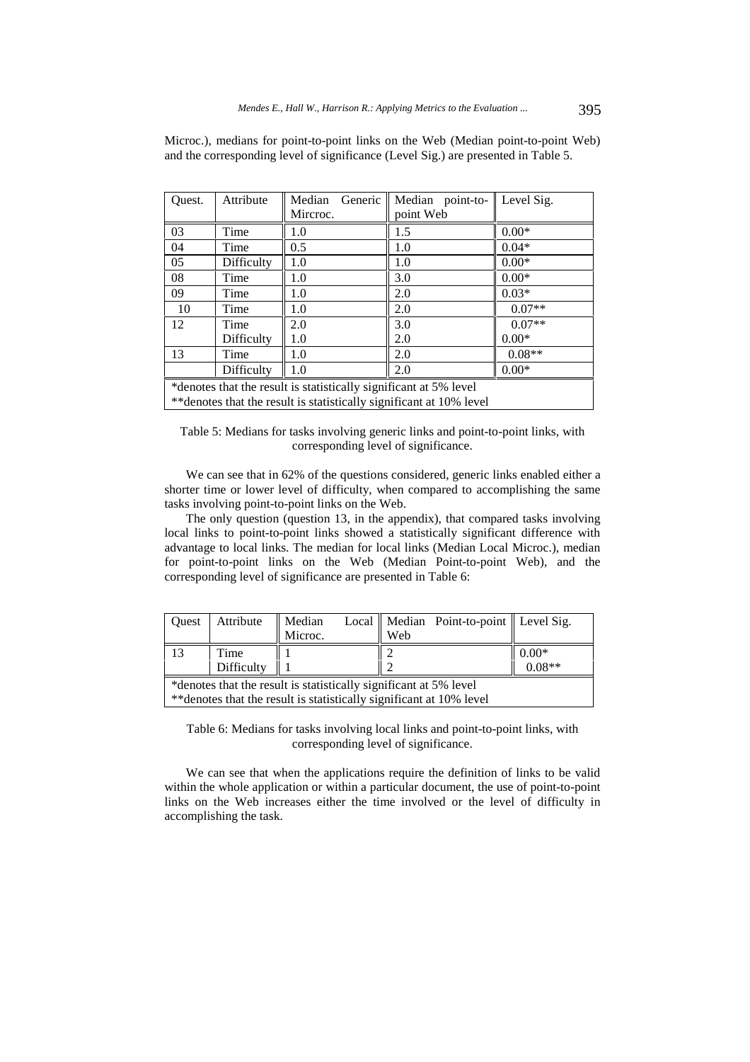Microc.), medians for point-to-point links on the Web (Median point-to-point Web) and the corresponding level of significance (Level Sig.) are presented in Table 5.

| Quest. | Attribute | Median Generic Mircroc. | Median point-to-point Web | Level Sig. |
|---|---|---|---|---|
| 03 | Time | 1.0 | 1.5 | 0.00* |
| 04 | Time | 0.5 | 1.0 | 0.04* |
| 05 | Difficulty | 1.0 | 1.0 | 0.00* |
| 08 | Time | 1.0 | 3.0 | 0.00* |
| 09 | Time | 1.0 | 2.0 | 0.03* |
| 10 | Time | 1.0 | 2.0 | 0.07** |
| 12 | Time | 2.0 | 3.0 | 0.07** |
| | Difficulty | 1.0 | 2.0 | 0.00* |
| 13 | Time | 1.0 | 2.0 | 0.08** |
| | Difficulty | 1.0 | 2.0 | 0.00* |

*denotes that the result is statistically significant at 5% level
**denotes that the result is statistically significant at 10% level

Table 5: Medians for tasks involving generic links and point-to-point links, with corresponding level of significance.

We can see that in 62% of the questions considered, generic links enabled either a shorter time or lower level of difficulty, when compared to accomplishing the same tasks involving point-to-point links on the Web.

The only question (question 13, in the appendix), that compared tasks involving local links to point-to-point links showed a statistically significant difference with advantage to local links. The median for local links (Median Local Microc.), median for point-to-point links on the Web (Median Point-to-point Web), and the corresponding level of significance are presented in Table 6:

| Quest | Attribute | Median Local Microc. | Median Point-to-point Web | Level Sig. |
|---|---|---|---|---|
| 13 | Time | 1 | 2 | 0.00* |
| | Difficulty | 1 | 2 | 0.08** |

*denotes that the result is statistically significant at 5% level
**denotes that the result is statistically significant at 10% level

Table 6: Medians for tasks involving local links and point-to-point links, with corresponding level of significance.

We can see that when the applications require the definition of links to be valid within the whole application or within a particular document, the use of point-to-point links on the Web increases either the time involved or the level of difficulty in accomplishing the task.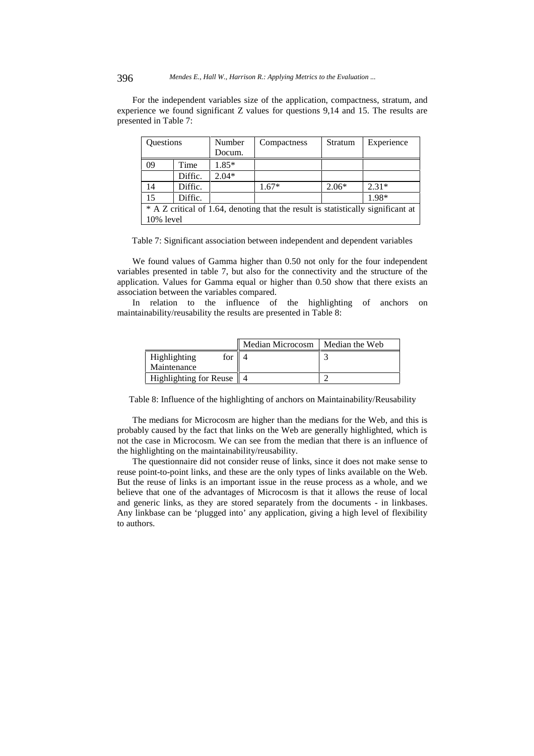For the independent variables size of the application, compactness, stratum, and experience we found significant Z values for questions 9,14 and 15. The results are presented in Table 7:

| Questions | | Number Docum. | Compactness | Stratum | Experience |
|---|---|---|---|---|---|
| 09 | Time | 1.85* | | | |
| | Diffic. | 2.04* | | | |
| 14 | Diffic. | | 1.67* | 2.06* | 2.31* |
| 15 | Diffic. | | | | 1.98* |
| * A Z critical of 1.64, denoting that the result is statistically significant at 10% level | | | | | |

Table 7: Significant association between independent and dependent variables

We found values of Gamma higher than 0.50 not only for the four independent variables presented in table 7, but also for the connectivity and the structure of the application. Values for Gamma equal or higher than 0.50 show that there exists an association between the variables compared.

In relation to the influence of the highlighting of anchors on maintainability/reusability the results are presented in Table 8:

| | Median Microcosm | Median the Web |
|---|---|---|
| Highlighting for Maintenance | 4 | 3 |
| Highlighting for Reuse | 4 | 2 |

Table 8: Influence of the highlighting of anchors on Maintainability/Reusability

The medians for Microcosm are higher than the medians for the Web, and this is probably caused by the fact that links on the Web are generally highlighted, which is not the case in Microcosm. We can see from the median that there is an influence of the highlighting on the maintainability/reusability.

The questionnaire did not consider reuse of links, since it does not make sense to reuse point-to-point links, and these are the only types of links available on the Web. But the reuse of links is an important issue in the reuse process as a whole, and we believe that one of the advantages of Microcosm is that it allows the reuse of local and generic links, as they are stored separately from the documents - in linkbases. Any linkbase can be 'plugged into' any application, giving a high level of flexibility to authors.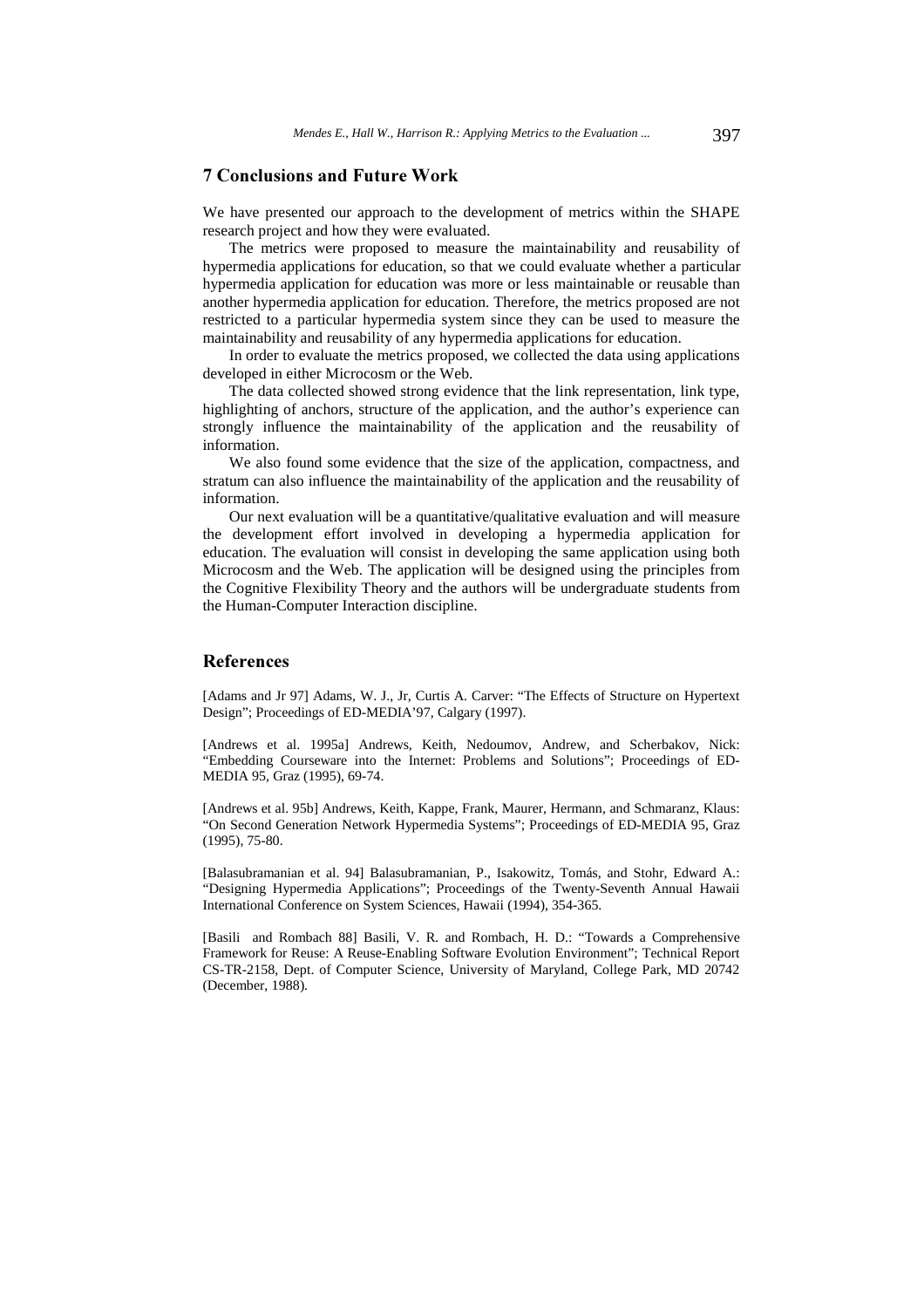## 7 Conclusions and Future Work

We have presented our approach to the development of metrics within the SHAPE research project and how they were evaluated.

The metrics were proposed to measure the maintainability and reusability of hypermedia applications for education, so that we could evaluate whether a particular hypermedia application for education was more or less maintainable or reusable than another hypermedia application for education. Therefore, the metrics proposed are not restricted to a particular hypermedia system since they can be used to measure the maintainability and reusability of any hypermedia applications for education.

In order to evaluate the metrics proposed, we collected the data using applications developed in either Microcosm or the Web.

The data collected showed strong evidence that the link representation, link type, highlighting of anchors, structure of the application, and the author's experience can strongly influence the maintainability of the application and the reusability of information.

We also found some evidence that the size of the application, compactness, and stratum can also influence the maintainability of the application and the reusability of information.

Our next evaluation will be a quantitative/qualitative evaluation and will measure the development effort involved in developing a hypermedia application for education. The evaluation will consist in developing the same application using both Microcosm and the Web. The application will be designed using the principles from the Cognitive Flexibility Theory and the authors will be undergraduate students from the Human-Computer Interaction discipline.

## References

[Adams and Jr 97] Adams, W. J., Jr, Curtis A. Carver: "The Effects of Structure on Hypertext Design"; Proceedings of ED-MEDIA'97, Calgary (1997).

[Andrews et al. 1995a] Andrews, Keith, Nedoumov, Andrew, and Scherbakov, Nick: "Embedding Courseware into the Internet: Problems and Solutions"; Proceedings of ED-MEDIA 95, Graz (1995), 69-74.

[Andrews et al. 95b] Andrews, Keith, Kappe, Frank, Maurer, Hermann, and Schmaranz, Klaus: "On Second Generation Network Hypermedia Systems"; Proceedings of ED-MEDIA 95, Graz (1995), 75-80.

[Balasubramanian et al. 94] Balasubramanian, P., Isakowitz, Tomás, and Stohr, Edward A.: "Designing Hypermedia Applications"; Proceedings of the Twenty-Seventh Annual Hawaii International Conference on System Sciences, Hawaii (1994), 354-365.

[Basili and Rombach 88] Basili, V. R. and Rombach, H. D.: "Towards a Comprehensive Framework for Reuse: A Reuse-Enabling Software Evolution Environment"; Technical Report CS-TR-2158, Dept. of Computer Science, University of Maryland, College Park, MD 20742 (December, 1988).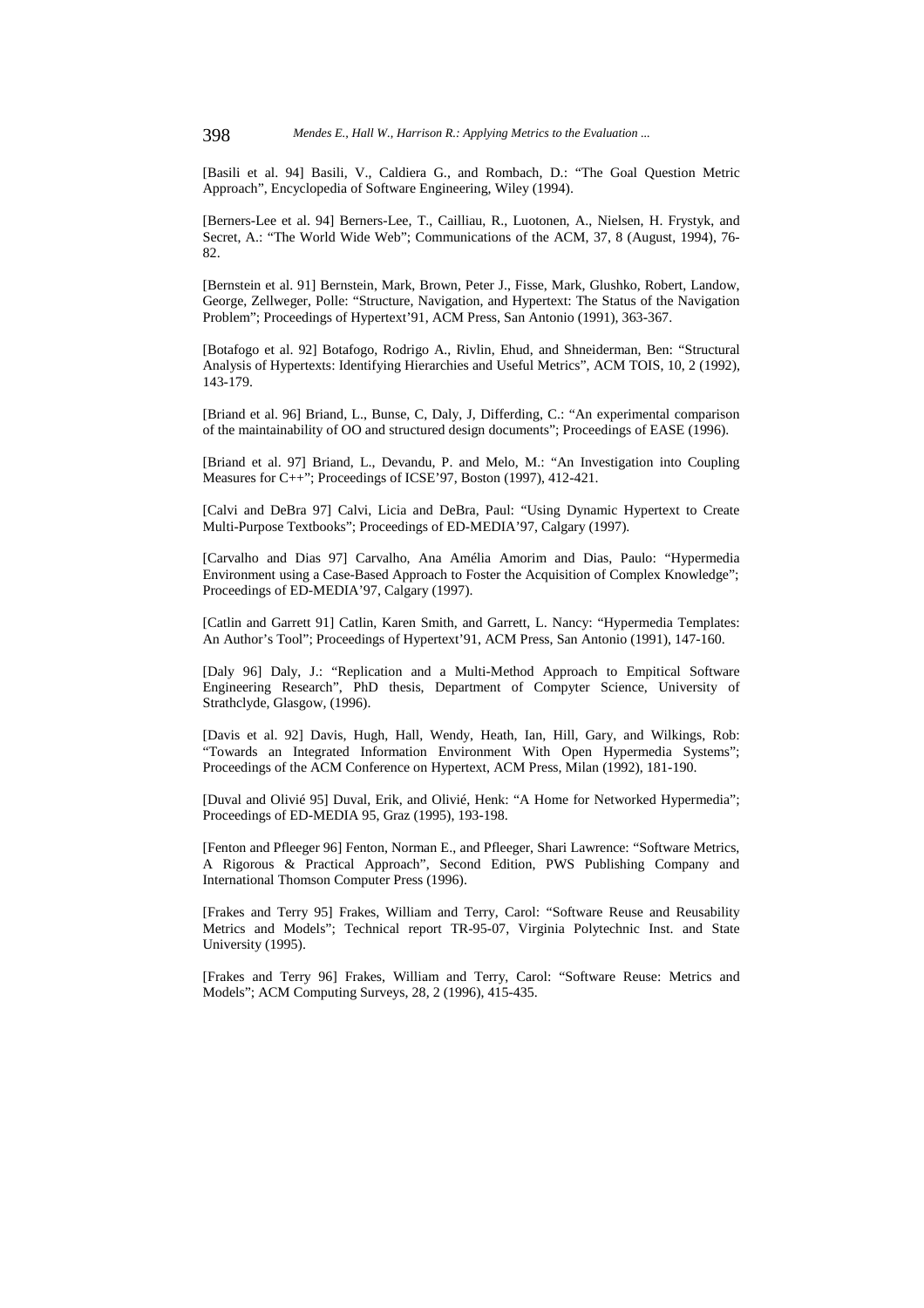[Basili et al. 94] Basili, V., Caldiera G., and Rombach, D.: "The Goal Question Metric Approach", Encyclopedia of Software Engineering, Wiley (1994).

[Berners-Lee et al. 94] Berners-Lee, T., Cailliau, R., Luotonen, A., Nielsen, H. Frystyk, and Secret, A.: "The World Wide Web"; Communications of the ACM, 37, 8 (August, 1994), 76-82.

[Bernstein et al. 91] Bernstein, Mark, Brown, Peter J., Fisse, Mark, Glushko, Robert, Landow, George, Zellweger, Polle: "Structure, Navigation, and Hypertext: The Status of the Navigation Problem"; Proceedings of Hypertext'91, ACM Press, San Antonio (1991), 363-367.

[Botafogo et al. 92] Botafogo, Rodrigo A., Rivlin, Ehud, and Shneiderman, Ben: "Structural Analysis of Hypertexts: Identifying Hierarchies and Useful Metrics", ACM TOIS, 10, 2 (1992), 143-179.

[Briand et al. 96] Briand, L., Bunse, C, Daly, J, Differding, C.: "An experimental comparison of the maintainability of OO and structured design documents"; Proceedings of EASE (1996).

[Briand et al. 97] Briand, L., Devandu, P. and Melo, M.: "An Investigation into Coupling Measures for C++"; Proceedings of ICSE'97, Boston (1997), 412-421.

[Calvi and DeBra 97] Calvi, Licia and DeBra, Paul: "Using Dynamic Hypertext to Create Multi-Purpose Textbooks"; Proceedings of ED-MEDIA'97, Calgary (1997).

[Carvalho and Dias 97] Carvalho, Ana Amélia Amorim and Dias, Paulo: "Hypermedia Environment using a Case-Based Approach to Foster the Acquisition of Complex Knowledge"; Proceedings of ED-MEDIA'97, Calgary (1997).

[Catlin and Garrett 91] Catlin, Karen Smith, and Garrett, L. Nancy: "Hypermedia Templates: An Author's Tool"; Proceedings of Hypertext'91, ACM Press, San Antonio (1991), 147-160.

[Daly 96] Daly, J.: "Replication and a Multi-Method Approach to Empitical Software Engineering Research", PhD thesis, Department of Compyter Science, University of Strathclyde, Glasgow, (1996).

[Davis et al. 92] Davis, Hugh, Hall, Wendy, Heath, Ian, Hill, Gary, and Wilkings, Rob: "Towards an Integrated Information Environment With Open Hypermedia Systems"; Proceedings of the ACM Conference on Hypertext, ACM Press, Milan (1992), 181-190.

[Duval and Olivié 95] Duval, Erik, and Olivié, Henk: "A Home for Networked Hypermedia"; Proceedings of ED-MEDIA 95, Graz (1995), 193-198.

[Fenton and Pfleeger 96] Fenton, Norman E., and Pfleeger, Shari Lawrence: "Software Metrics, A Rigorous & Practical Approach", Second Edition, PWS Publishing Company and International Thomson Computer Press (1996).

[Frakes and Terry 95] Frakes, William and Terry, Carol: "Software Reuse and Reusability Metrics and Models"; Technical report TR-95-07, Virginia Polytechnic Inst. and State University (1995).

[Frakes and Terry 96] Frakes, William and Terry, Carol: "Software Reuse: Metrics and Models"; ACM Computing Surveys, 28, 2 (1996), 415-435.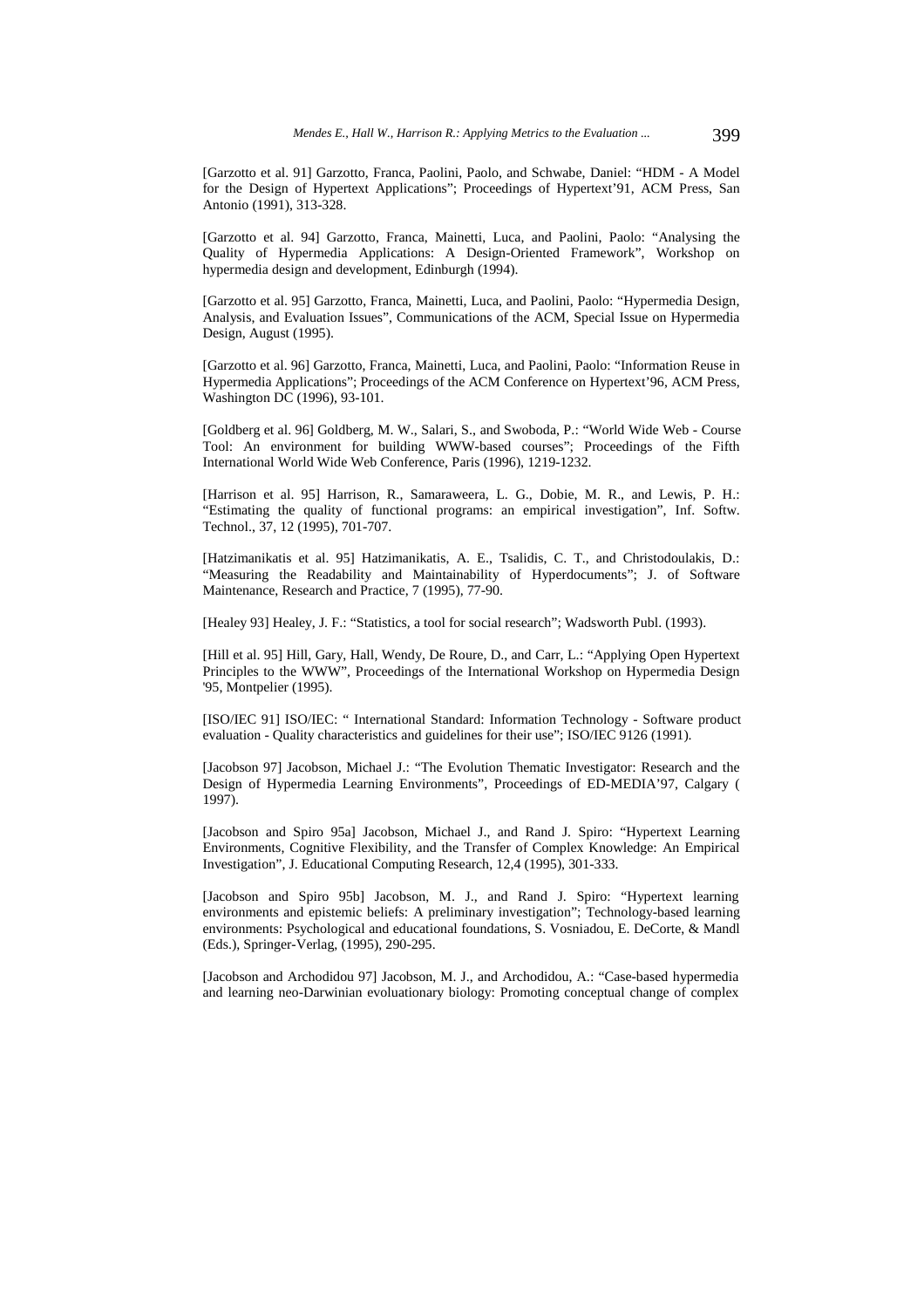[Garzotto et al. 91] Garzotto, Franca, Paolini, Paolo, and Schwabe, Daniel: "HDM - A Model for the Design of Hypertext Applications"; Proceedings of Hypertext'91, ACM Press, San Antonio (1991), 313-328.

[Garzotto et al. 94] Garzotto, Franca, Mainetti, Luca, and Paolini, Paolo: "Analysing the Quality of Hypermedia Applications: A Design-Oriented Framework", Workshop on hypermedia design and development, Edinburgh (1994).

[Garzotto et al. 95] Garzotto, Franca, Mainetti, Luca, and Paolini, Paolo: "Hypermedia Design, Analysis, and Evaluation Issues", Communications of the ACM, Special Issue on Hypermedia Design, August (1995).

[Garzotto et al. 96] Garzotto, Franca, Mainetti, Luca, and Paolini, Paolo: "Information Reuse in Hypermedia Applications"; Proceedings of the ACM Conference on Hypertext'96, ACM Press, Washington DC (1996), 93-101.

[Goldberg et al. 96] Goldberg, M. W., Salari, S., and Swoboda, P.: "World Wide Web - Course Tool: An environment for building WWW-based courses"; Proceedings of the Fifth International World Wide Web Conference, Paris (1996), 1219-1232.

[Harrison et al. 95] Harrison, R., Samaraweera, L. G., Dobie, M. R., and Lewis, P. H.: "Estimating the quality of functional programs: an empirical investigation", Inf. Softw. Technol., 37, 12 (1995), 701-707.

[Hatzimanikatis et al. 95] Hatzimanikatis, A. E., Tsalidis, C. T., and Christodoulakis, D.: "Measuring the Readability and Maintainability of Hyperdocuments"; J. of Software Maintenance, Research and Practice, 7 (1995), 77-90.

[Healey 93] Healey, J. F.: "Statistics, a tool for social research"; Wadsworth Publ. (1993).

[Hill et al. 95] Hill, Gary, Hall, Wendy, De Roure, D., and Carr, L.: "Applying Open Hypertext Principles to the WWW", Proceedings of the International Workshop on Hypermedia Design '95, Montpelier (1995).

[ISO/IEC 91] ISO/IEC: " International Standard: Information Technology - Software product evaluation - Quality characteristics and guidelines for their use"; ISO/IEC 9126 (1991).

[Jacobson 97] Jacobson, Michael J.: "The Evolution Thematic Investigator: Research and the Design of Hypermedia Learning Environments", Proceedings of ED-MEDIA'97, Calgary ( 1997).

[Jacobson and Spiro 95a] Jacobson, Michael J., and Rand J. Spiro: "Hypertext Learning Environments, Cognitive Flexibility, and the Transfer of Complex Knowledge: An Empirical Investigation", J. Educational Computing Research, 12,4 (1995), 301-333.

[Jacobson and Spiro 95b] Jacobson, M. J., and Rand J. Spiro: "Hypertext learning environments and epistemic beliefs: A preliminary investigation"; Technology-based learning environments: Psychological and educational foundations, S. Vosniadou, E. DeCorte, & Mandl (Eds.), Springer-Verlag, (1995), 290-295.

[Jacobson and Archodidou 97] Jacobson, M. J., and Archodidou, A.: "Case-based hypermedia and learning neo-Darwinian evoluationary biology: Promoting conceptual change of complex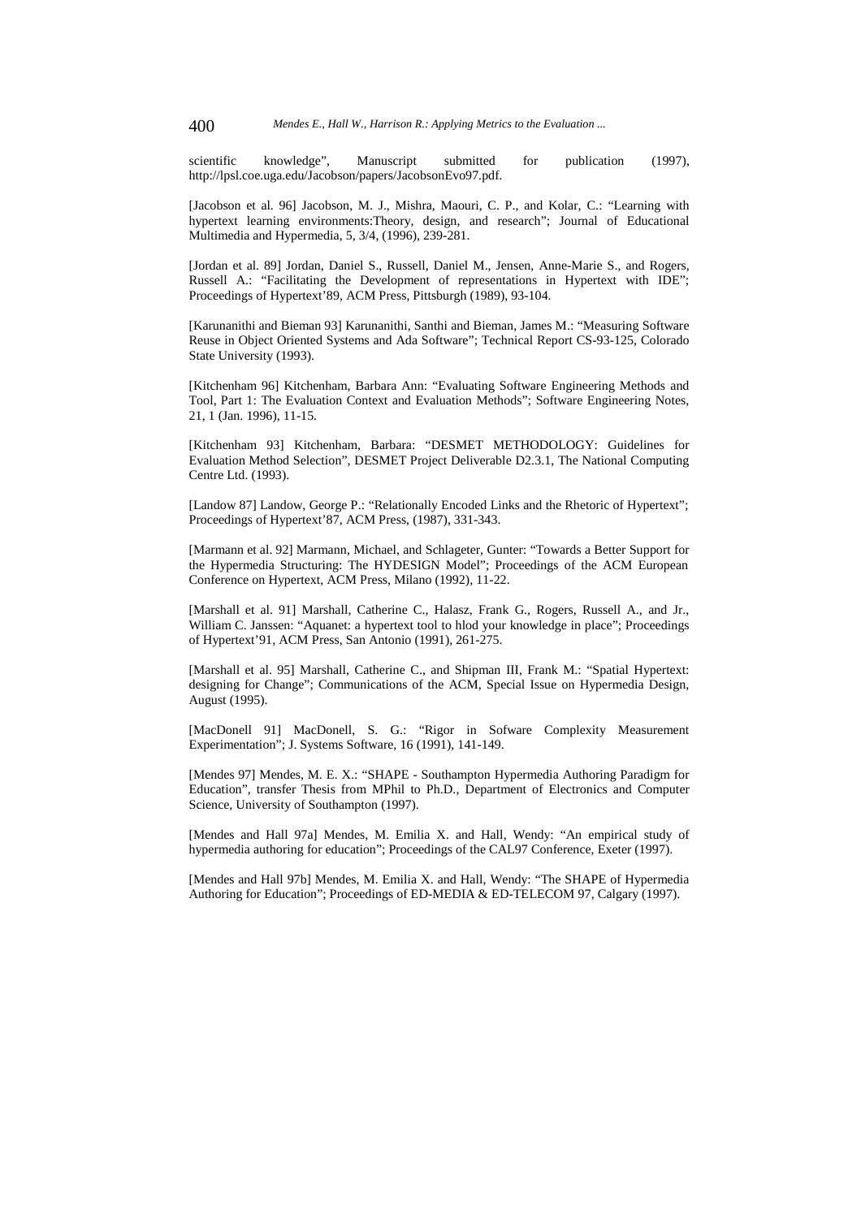scientific knowledge", Manuscript submitted for publication (1997), http://lpsl.coe.uga.edu/Jacobson/papers/JacobsonEvo97.pdf.

[Jacobson et al. 96] Jacobson, M. J., Mishra, Maouri, C. P., and Kolar, C.: "Learning with hypertext learning environments:Theory, design, and research"; Journal of Educational Multimedia and Hypermedia, 5, 3/4, (1996), 239-281.

[Jordan et al. 89] Jordan, Daniel S., Russell, Daniel M., Jensen, Anne-Marie S., and Rogers, Russell A.: "Facilitating the Development of representations in Hypertext with IDE"; Proceedings of Hypertext'89, ACM Press, Pittsburgh (1989), 93-104.

[Karunanithi and Bieman 93] Karunanithi, Santhi and Bieman, James M.: "Measuring Software Reuse in Object Oriented Systems and Ada Software"; Technical Report CS-93-125, Colorado State University (1993).

[Kitchenham 96] Kitchenham, Barbara Ann: "Evaluating Software Engineering Methods and Tool, Part 1: The Evaluation Context and Evaluation Methods"; Software Engineering Notes, 21, 1 (Jan. 1996), 11-15.

[Kitchenham 93] Kitchenham, Barbara: "DESMET METHODOLOGY: Guidelines for Evaluation Method Selection", DESMET Project Deliverable D2.3.1, The National Computing Centre Ltd. (1993).

[Landow 87] Landow, George P.: "Relationally Encoded Links and the Rhetoric of Hypertext"; Proceedings of Hypertext'87, ACM Press, (1987), 331-343.

[Marmann et al. 92] Marmann, Michael, and Schlageter, Gunter: "Towards a Better Support for the Hypermedia Structuring: The HYDESIGN Model"; Proceedings of the ACM European Conference on Hypertext, ACM Press, Milano (1992), 11-22.

[Marshall et al. 91] Marshall, Catherine C., Halasz, Frank G., Rogers, Russell A., and Jr., William C. Janssen: "Aquanet: a hypertext tool to hlod your knowledge in place"; Proceedings of Hypertext'91, ACM Press, San Antonio (1991), 261-275.

[Marshall et al. 95] Marshall, Catherine C., and Shipman III, Frank M.: "Spatial Hypertext: designing for Change"; Communications of the ACM, Special Issue on Hypermedia Design, August (1995).

[MacDonell 91] MacDonell, S. G.: "Rigor in Sofware Complexity Measurement Experimentation"; J. Systems Software, 16 (1991), 141-149.

[Mendes 97] Mendes, M. E. X.: "SHAPE - Southampton Hypermedia Authoring Paradigm for Education", transfer Thesis from MPhil to Ph.D., Department of Electronics and Computer Science, University of Southampton (1997).

[Mendes and Hall 97a] Mendes, M. Emilia X. and Hall, Wendy: "An empirical study of hypermedia authoring for education"; Proceedings of the CAL97 Conference, Exeter (1997).

[Mendes and Hall 97b] Mendes, M. Emilia X. and Hall, Wendy: "The SHAPE of Hypermedia Authoring for Education"; Proceedings of ED-MEDIA & ED-TELECOM 97, Calgary (1997).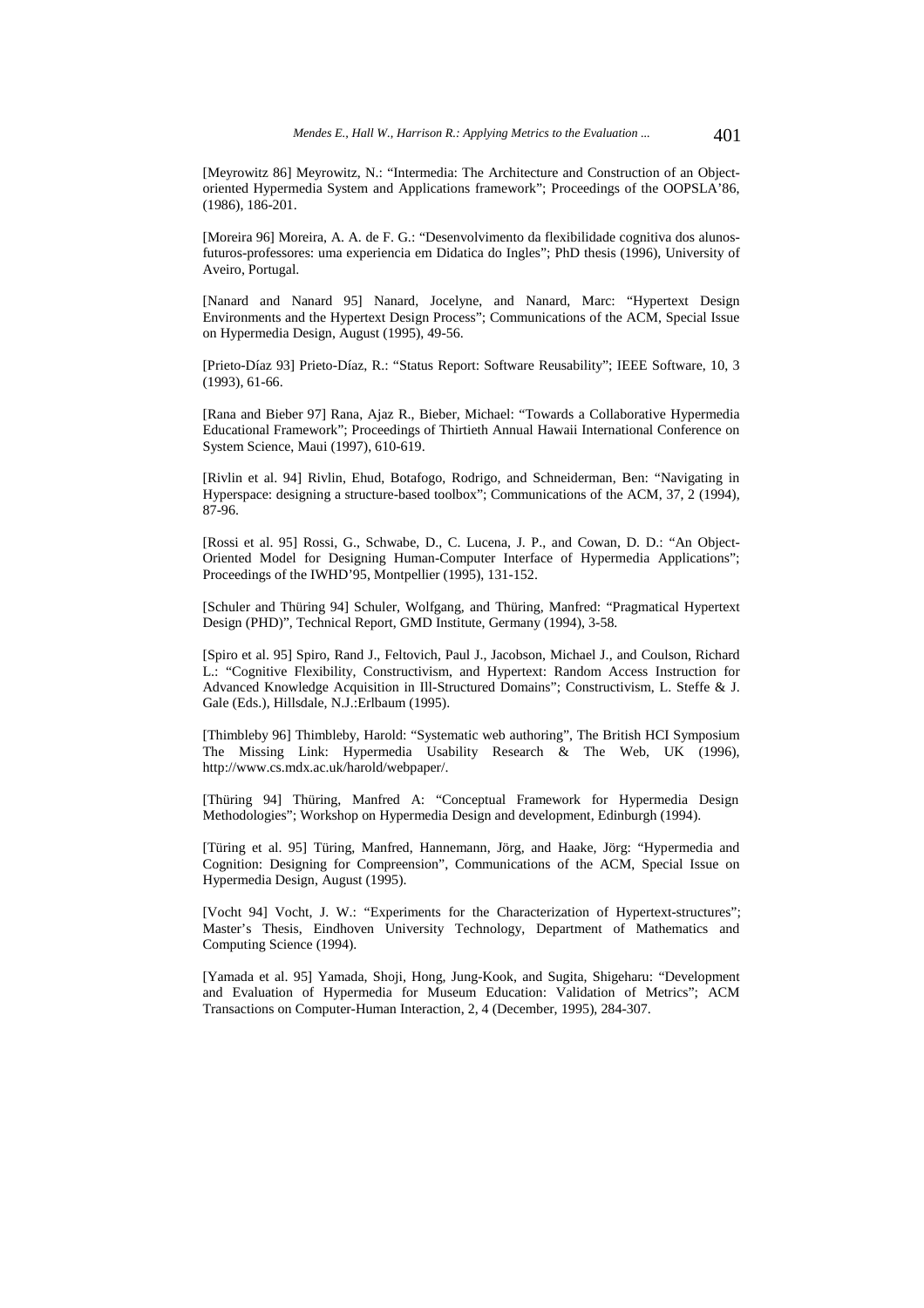[Meyrowitz 86] Meyrowitz, N.: "Intermedia: The Architecture and Construction of an Object-oriented Hypermedia System and Applications framework"; Proceedings of the OOPSLA'86, (1986), 186-201.

[Moreira 96] Moreira, A. A. de F. G.: "Desenvolvimento da flexibilidade cognitiva dos alunos-futuros-professores: uma experiencia em Didatica do Ingles"; PhD thesis (1996), University of Aveiro, Portugal.

[Nanard and Nanard 95] Nanard, Jocelyne, and Nanard, Marc: "Hypertext Design Environments and the Hypertext Design Process"; Communications of the ACM, Special Issue on Hypermedia Design, August (1995), 49-56.

[Prieto-Díaz 93] Prieto-Díaz, R.: "Status Report: Software Reusability"; IEEE Software, 10, 3 (1993), 61-66.

[Rana and Bieber 97] Rana, Ajaz R., Bieber, Michael: "Towards a Collaborative Hypermedia Educational Framework"; Proceedings of Thirtieth Annual Hawaii International Conference on System Science, Maui (1997), 610-619.

[Rivlin et al. 94] Rivlin, Ehud, Botafogo, Rodrigo, and Schneiderman, Ben: "Navigating in Hyperspace: designing a structure-based toolbox"; Communications of the ACM, 37, 2 (1994), 87-96.

[Rossi et al. 95] Rossi, G., Schwabe, D., C. Lucena, J. P., and Cowan, D. D.: "An Object-Oriented Model for Designing Human-Computer Interface of Hypermedia Applications"; Proceedings of the IWHD'95, Montpellier (1995), 131-152.

[Schuler and Thüring 94] Schuler, Wolfgang, and Thüring, Manfred: "Pragmatical Hypertext Design (PHD)", Technical Report, GMD Institute, Germany (1994), 3-58.

[Spiro et al. 95] Spiro, Rand J., Feltovich, Paul J., Jacobson, Michael J., and Coulson, Richard L.: "Cognitive Flexibility, Constructivism, and Hypertext: Random Access Instruction for Advanced Knowledge Acquisition in Ill-Structured Domains"; Constructivism, L. Steffe & J. Gale (Eds.), Hillsdale, N.J.:Erlbaum (1995).

[Thimbleby 96] Thimbleby, Harold: "Systematic web authoring", The British HCI Symposium The Missing Link: Hypermedia Usability Research & The Web, UK (1996), http://www.cs.mdx.ac.uk/harold/webpaper/.

[Thüring 94] Thüring, Manfred A: "Conceptual Framework for Hypermedia Design Methodologies"; Workshop on Hypermedia Design and development, Edinburgh (1994).

[Türing et al. 95] Türing, Manfred, Hannemann, Jörg, and Haake, Jörg: "Hypermedia and Cognition: Designing for Compreension", Communications of the ACM, Special Issue on Hypermedia Design, August (1995).

[Vocht 94] Vocht, J. W.: "Experiments for the Characterization of Hypertext-structures"; Master's Thesis, Eindhoven University Technology, Department of Mathematics and Computing Science (1994).

[Yamada et al. 95] Yamada, Shoji, Hong, Jung-Kook, and Sugita, Shigeharu: "Development and Evaluation of Hypermedia for Museum Education: Validation of Metrics"; ACM Transactions on Computer-Human Interaction, 2, 4 (December, 1995), 284-307.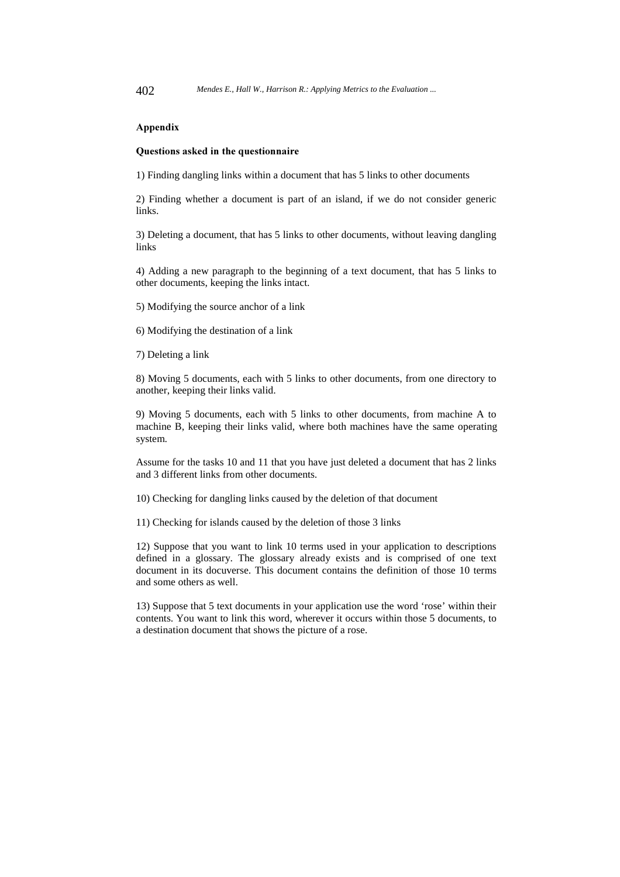## Appendix

### Questions asked in the questionnaire

1) Finding dangling links within a document that has 5 links to other documents

2) Finding whether a document is part of an island, if we do not consider generic links.

3) Deleting a document, that has 5 links to other documents, without leaving dangling links

4) Adding a new paragraph to the beginning of a text document, that has 5 links to other documents, keeping the links intact.

5) Modifying the source anchor of a link

6) Modifying the destination of a link

7) Deleting a link

8) Moving 5 documents, each with 5 links to other documents, from one directory to another, keeping their links valid.

9) Moving 5 documents, each with 5 links to other documents, from machine A to machine B, keeping their links valid, where both machines have the same operating system.

Assume for the tasks 10 and 11 that you have just deleted a document that has 2 links and 3 different links from other documents.

10) Checking for dangling links caused by the deletion of that document

11) Checking for islands caused by the deletion of those 3 links

12) Suppose that you want to link 10 terms used in your application to descriptions defined in a glossary. The glossary already exists and is comprised of one text document in its docuverse. This document contains the definition of those 10 terms and some others as well.

13) Suppose that 5 text documents in your application use the word 'rose' within their contents. You want to link this word, wherever it occurs within those 5 documents, to a destination document that shows the picture of a rose.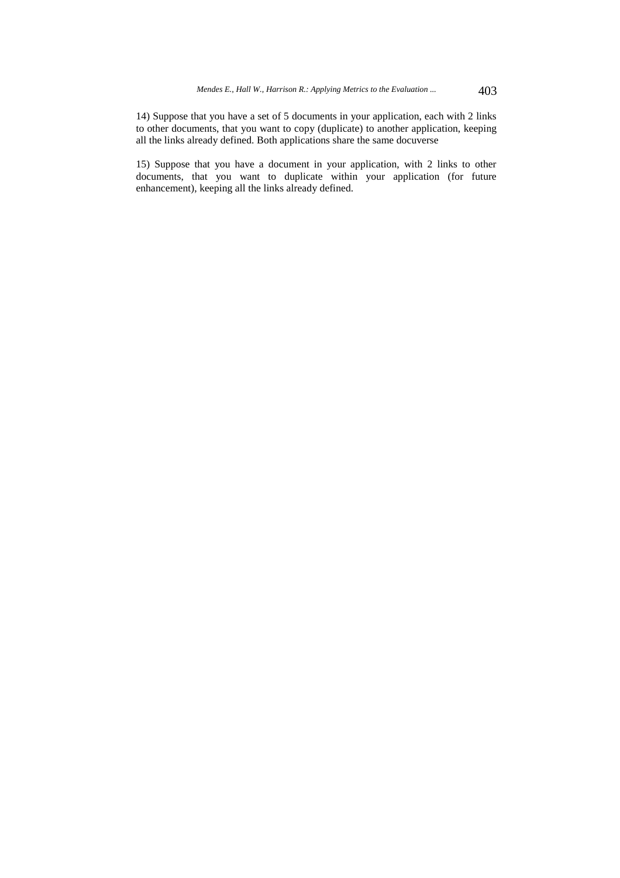14) Suppose that you have a set of 5 documents in your application, each with 2 links to other documents, that you want to copy (duplicate) to another application, keeping all the links already defined. Both applications share the same docuverse

15) Suppose that you have a document in your application, with 2 links to other documents, that you want to duplicate within your application (for future enhancement), keeping all the links already defined.